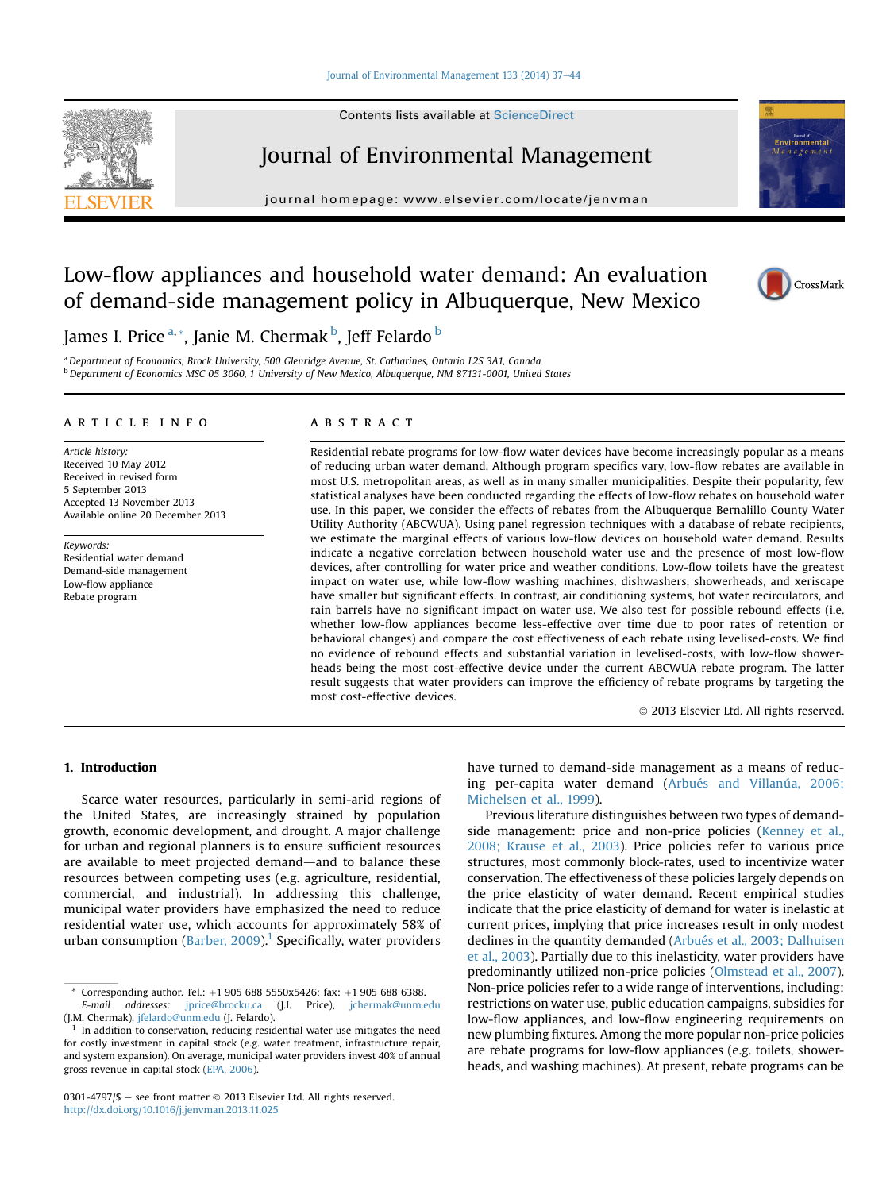# Low-flow appliances and household water demand: An evaluation of demand-side management policy in Albuquerque, New Mexico

James I. Price [a,*], Janie M. Chermak [b], Jeff Felardo [b]

[a] Department of Economics, Brock University, 500 Glenridge Avenue, St. Catharines, Ontario L2S 3A1, Canada
[b] Department of Economics MSC 05 3060, 1 University of New Mexico, Albuquerque, NM 87131-0001, United States

## ARTICLE INFO

*Article history:*
Received 10 May 2012
Received in revised form
5 September 2013
Accepted 13 November 2013
Available online 20 December 2013

*Keywords:*
Residential water demand
Demand-side management
Low-flow appliance
Rebate program

## ABSTRACT

Residential rebate programs for low-flow water devices have become increasingly popular as a means of reducing urban water demand. Although program specifics vary, low-flow rebates are available in most U.S. metropolitan areas, as well as in many smaller municipalities. Despite their popularity, few statistical analyses have been conducted regarding the effects of low-flow rebates on household water use. In this paper, we consider the effects of rebates from the Albuquerque Bernalillo County Water Utility Authority (ABCWUA). Using panel regression techniques with a database of rebate recipients, we estimate the marginal effects of various low-flow devices on household water demand. Results indicate a negative correlation between household water use and the presence of most low-flow devices, after controlling for water price and weather conditions. Low-flow toilets have the greatest impact on water use, while low-flow washing machines, dishwashers, showerheads, and xeriscape have smaller but significant effects. In contrast, air conditioning systems, hot water recirculators, and rain barrels have no significant impact on water use. We also test for possible rebound effects (i.e. whether low-flow appliances become less-effective over time due to poor rates of retention or behavioral changes) and compare the cost effectiveness of each rebate using levelised-costs. We find no evidence of rebound effects and substantial variation in levelised-costs, with low-flow showerheads being the most cost-effective device under the current ABCWUA rebate program. The latter result suggests that water providers can improve the efficiency of rebate programs by targeting the most cost-effective devices.

© 2013 Elsevier Ltd. All rights reserved.

## 1. Introduction

Scarce water resources, particularly in semi-arid regions of the United States, are increasingly strained by population growth, economic development, and drought. A major challenge for urban and regional planners is to ensure sufficient resources are available to meet projected demand—and to balance these resources between competing uses (e.g. agriculture, residential, commercial, and industrial). In addressing this challenge, municipal water providers have emphasized the need to reduce residential water use, which accounts for approximately 58% of urban consumption (Barber, 2009).[1] Specifically, water providers have turned to demand-side management as a means of reducing per-capita water demand (Arbués and Villanúa, 2006; Michelsen et al., 1999).

Previous literature distinguishes between two types of demand-side management: price and non-price policies (Kenney et al., 2008; Krause et al., 2003). Price policies refer to various price structures, most commonly block-rates, used to incentivize water conservation. The effectiveness of these policies largely depends on the price elasticity of water demand. Recent empirical studies indicate that the price elasticity of demand for water is inelastic at current prices, implying that price increases result in only modest declines in the quantity demanded (Arbués et al., 2003; Dalhuisen et al., 2003). Partially due to this inelasticity, water providers have predominantly utilized non-price policies (Olmstead et al., 2007). Non-price policies refer to a wide range of interventions, including: restrictions on water use, public education campaigns, subsidies for low-flow appliances, and low-flow engineering requirements on new plumbing fixtures. Among the more popular non-price policies are rebate programs for low-flow appliances (e.g. toilets, showerheads, and washing machines). At present, rebate programs can be

* Corresponding author. Tel.: +1 905 688 5550x5426; fax: +1 905 688 6388.
*E-mail addresses:* jprice@brocku.ca (J.I. Price), jchermak@unm.edu (J.M. Chermak), jfelardo@unm.edu (J. Felardo).

[1] In addition to conservation, reducing residential water use mitigates the need for costly investment in capital stock (e.g. water treatment, infrastructure repair, and system expansion). On average, municipal water providers invest 40% of annual gross revenue in capital stock (EPA, 2006).

0301-4797/$ – see front matter © 2013 Elsevier Ltd. All rights reserved.
http://dx.doi.org/10.1016/j.jenvman.2013.11.025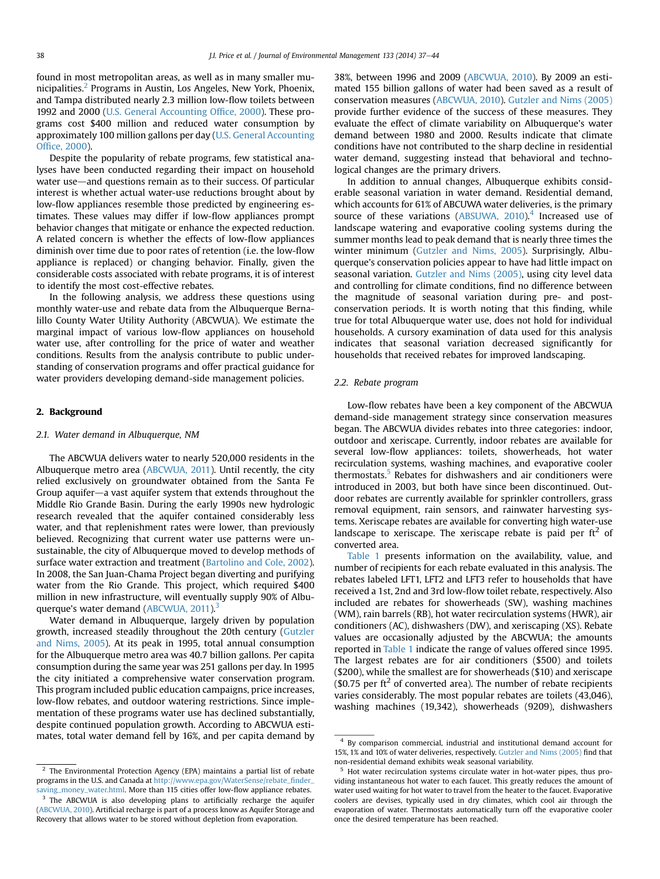found in most metropolitan areas, as well as in many smaller municipalities.[2] Programs in Austin, Los Angeles, New York, Phoenix, and Tampa distributed nearly 2.3 million low-flow toilets between 1992 and 2000 (U.S. General Accounting Office, 2000). These programs cost $400 million and reduced water consumption by approximately 100 million gallons per day (U.S. General Accounting Office, 2000).

Despite the popularity of rebate programs, few statistical analyses have been conducted regarding their impact on household water use—and questions remain as to their success. Of particular interest is whether actual water-use reductions brought about by low-flow appliances resemble those predicted by engineering estimates. These values may differ if low-flow appliances prompt behavior changes that mitigate or enhance the expected reduction. A related concern is whether the effects of low-flow appliances diminish over time due to poor rates of retention (i.e. the low-flow appliance is replaced) or changing behavior. Finally, given the considerable costs associated with rebate programs, it is of interest to identify the most cost-effective rebates.

In the following analysis, we address these questions using monthly water-use and rebate data from the Albuquerque Bernalillo County Water Utility Authority (ABCWUA). We estimate the marginal impact of various low-flow appliances on household water use, after controlling for the price of water and weather conditions. Results from the analysis contribute to public understanding of conservation programs and offer practical guidance for water providers developing demand-side management policies.

## 2. Background

### 2.1. Water demand in Albuquerque, NM

The ABCWUA delivers water to nearly 520,000 residents in the Albuquerque metro area (ABCWUA, 2011). Until recently, the city relied exclusively on groundwater obtained from the Santa Fe Group aquifer—a vast aquifer system that extends throughout the Middle Rio Grande Basin. During the early 1990s new hydrologic research revealed that the aquifer contained considerably less water, and that replenishment rates were lower, than previously believed. Recognizing that current water use patterns were unsustainable, the city of Albuquerque moved to develop methods of surface water extraction and treatment (Bartolino and Cole, 2002). In 2008, the San Juan-Chama Project began diverting and purifying water from the Rio Grande. This project, which required $400 million in new infrastructure, will eventually supply 90% of Albuquerque's water demand (ABCWUA, 2011).[3]

Water demand in Albuquerque, largely driven by population growth, increased steadily throughout the 20th century (Gutzler and Nims, 2005). At its peak in 1995, total annual consumption for the Albuquerque metro area was 40.7 billion gallons. Per capita consumption during the same year was 251 gallons per day. In 1995 the city initiated a comprehensive water conservation program. This program included public education campaigns, price increases, low-flow rebates, and outdoor watering restrictions. Since implementation of these programs water use has declined substantially, despite continued population growth. According to ABCWUA estimates, total water demand fell by 16%, and per capita demand by 38%, between 1996 and 2009 (ABCWUA, 2010). By 2009 an estimated 155 billion gallons of water had been saved as a result of conservation measures (ABCWUA, 2010). Gutzler and Nims (2005) provide further evidence of the success of these measures. They evaluate the effect of climate variability on Albuquerque's water demand between 1980 and 2000. Results indicate that climate conditions have not contributed to the sharp decline in residential water demand, suggesting instead that behavioral and technological changes are the primary drivers.

In addition to annual changes, Albuquerque exhibits considerable seasonal variation in water demand. Residential demand, which accounts for 61% of ABCUWA water deliveries, is the primary source of these variations (ABSUWA, 2010).[4] Increased use of landscape watering and evaporative cooling systems during the summer months lead to peak demand that is nearly three times the winter minimum (Gutzler and Nims, 2005). Surprisingly, Albuquerque's conservation policies appear to have had little impact on seasonal variation. Gutzler and Nims (2005), using city level data and controlling for climate conditions, find no difference between the magnitude of seasonal variation during pre- and post-conservation periods. It is worth noting that this finding, while true for total Albuquerque water use, does not hold for individual households. A cursory examination of data used for this analysis indicates that seasonal variation decreased significantly for households that received rebates for improved landscaping.

### 2.2. Rebate program

Low-flow rebates have been a key component of the ABCWUA demand-side management strategy since conservation measures began. The ABCWUA divides rebates into three categories: indoor, outdoor and xeriscape. Currently, indoor rebates are available for several low-flow appliances: toilets, showerheads, hot water recirculation systems, washing machines, and evaporative cooler thermostats.[5] Rebates for dishwashers and air conditioners were introduced in 2003, but both have since been discontinued. Outdoor rebates are currently available for sprinkler controllers, grass removal equipment, rain sensors, and rainwater harvesting systems. Xeriscape rebates are available for converting high water-use landscape to xeriscape. The xeriscape rebate is paid per ft$^2$ of converted area.

Table 1 presents information on the availability, value, and number of recipients for each rebate evaluated in this analysis. The rebates labeled LFT1, LFT2 and LFT3 refer to households that have received a 1st, 2nd and 3rd low-flow toilet rebate, respectively. Also included are rebates for showerheads (SW), washing machines (WM), rain barrels (RB), hot water recirculation systems (HWR), air conditioners (AC), dishwashers (DW), and xeriscaping (XS). Rebate values are occasionally adjusted by the ABCWUA; the amounts reported in Table 1 indicate the range of values offered since 1995. The largest rebates are for air conditioners ($500) and toilets ($200), while the smallest are for showerheads ($10) and xeriscape ($0.75 per ft$^2$ of converted area). The number of rebate recipients varies considerably. The most popular rebates are toilets (43,046), washing machines (19,342), showerheads (9209), dishwashers

---

[2] The Environmental Protection Agency (EPA) maintains a partial list of rebate programs in the U.S. and Canada at http://www.epa.gov/WaterSense/rebate_finder_saving_money_water.html. More than 115 cities offer low-flow appliance rebates.

[3] The ABCWUA is also developing plans to artificially recharge the aquifer (ABCWUA, 2010). Artificial recharge is part of a process know as Aquifer Storage and Recovery that allows water to be stored without depletion from evaporation.

[4] By comparison commercial, industrial and institutional demand account for 15%, 1% and 10% of water deliveries, respectively. Gutzler and Nims (2005) find that non-residential demand exhibits weak seasonal variability.

[5] Hot water recirculation systems circulate water in hot-water pipes, thus providing instantaneous hot water to each faucet. This greatly reduces the amount of water used waiting for hot water to travel from the heater to the faucet. Evaporative coolers are devises, typically used in dry climates, which cool air through the evaporation of water. Thermostats automatically turn off the evaporative cooler once the desired temperature has been reached.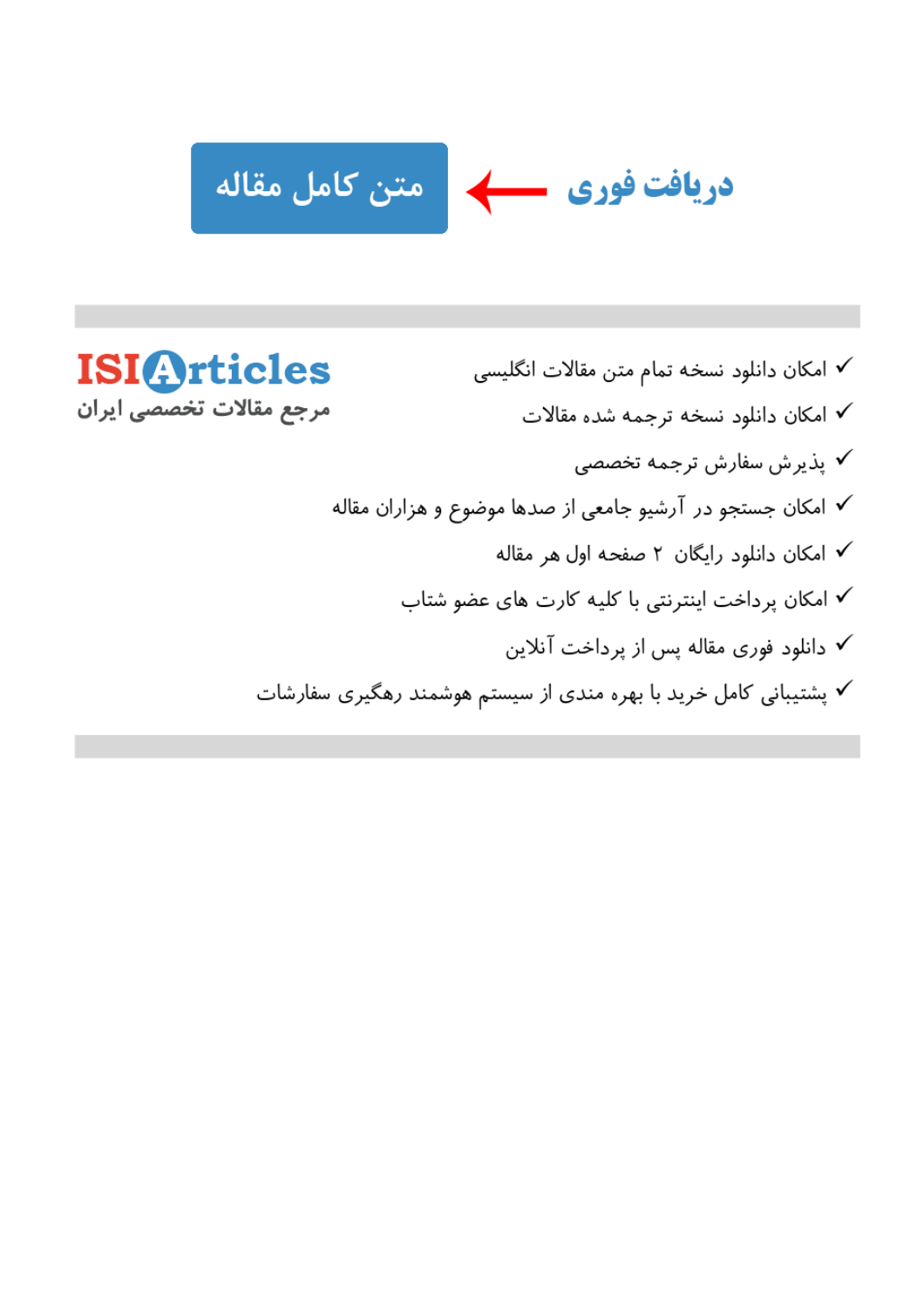دریافت فوری ← متن کامل مقاله

**ISIArticles**
مرجع مقالات تخصصی ایران

- ✓ امکان دانلود نسخه تمام متن مقالات انگلیسی
- ✓ امکان دانلود نسخه ترجمه شده مقالات
- ✓ پذیرش سفارش ترجمه تخصصی
- ✓ امکان جستجو در آرشیو جامعی از صدها موضوع و هزاران مقاله
- ✓ امکان دانلود رایگان ۲ صفحه اول هر مقاله
- ✓ امکان پرداخت اینترنتی با کلیه کارت های عضو شتاب
- ✓ دانلود فوری مقاله پس از پرداخت آنلاین
- ✓ پشتیبانی کامل خرید با بهره مندی از سیستم هوشمند رهگیری سفارشات